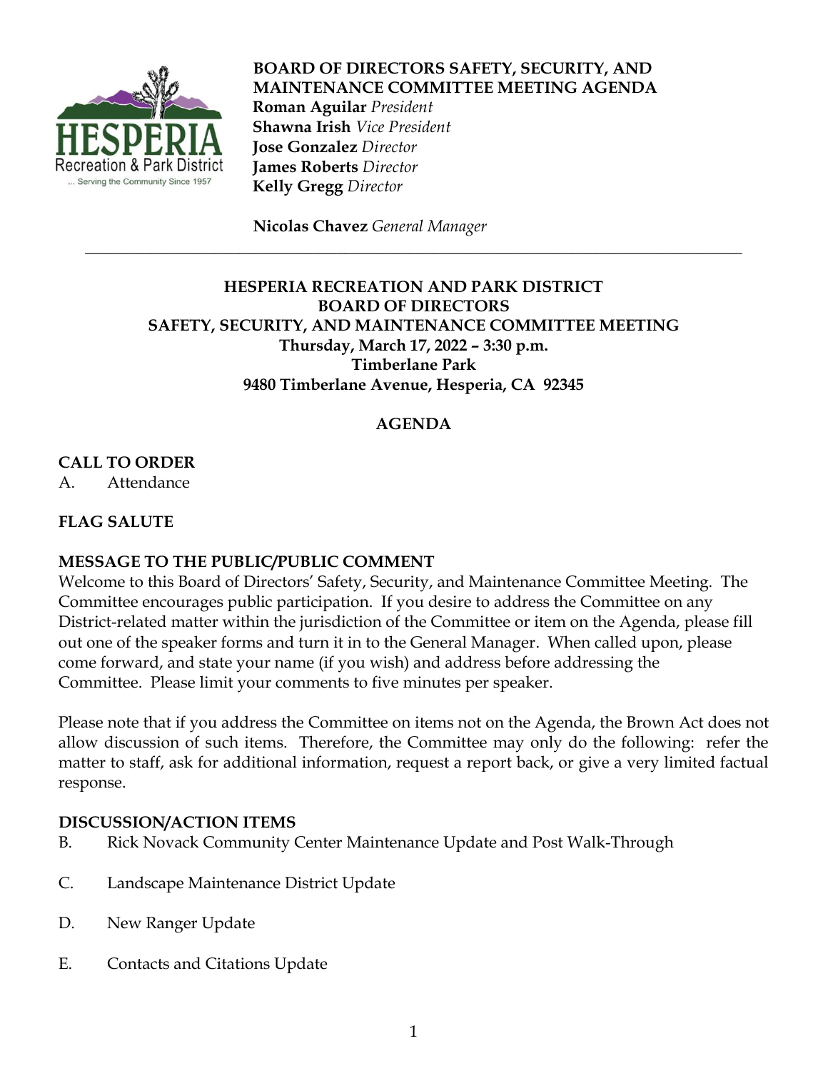**BOARD OF DIRECTORS SAFETY, SECURITY, AND MAINTENANCE COMMITTEE MEETING AGENDA**

**Roman Aguilar** *President*
**Shawna Irish** *Vice President*
**Jose Gonzalez** *Director*
**James Roberts** *Director*
**Kelly Gregg** *Director*

**Nicolas Chavez** *General Manager*

---

**HESPERIA RECREATION AND PARK DISTRICT**
**BOARD OF DIRECTORS**
**SAFETY, SECURITY, AND MAINTENANCE COMMITTEE MEETING**
**Thursday, March 17, 2022 – 3:30 p.m.**
**Timberlane Park**
**9480 Timberlane Avenue, Hesperia, CA 92345**

## AGENDA

### CALL TO ORDER

A. Attendance

### FLAG SALUTE

### MESSAGE TO THE PUBLIC/PUBLIC COMMENT

Welcome to this Board of Directors' Safety, Security, and Maintenance Committee Meeting. The Committee encourages public participation. If you desire to address the Committee on any District-related matter within the jurisdiction of the Committee or item on the Agenda, please fill out one of the speaker forms and turn it in to the General Manager. When called upon, please come forward, and state your name (if you wish) and address before addressing the Committee. Please limit your comments to five minutes per speaker.

Please note that if you address the Committee on items not on the Agenda, the Brown Act does not allow discussion of such items. Therefore, the Committee may only do the following: refer the matter to staff, ask for additional information, request a report back, or give a very limited factual response.

### DISCUSSION/ACTION ITEMS

B. Rick Novack Community Center Maintenance Update and Post Walk-Through

C. Landscape Maintenance District Update

D. New Ranger Update

E. Contacts and Citations Update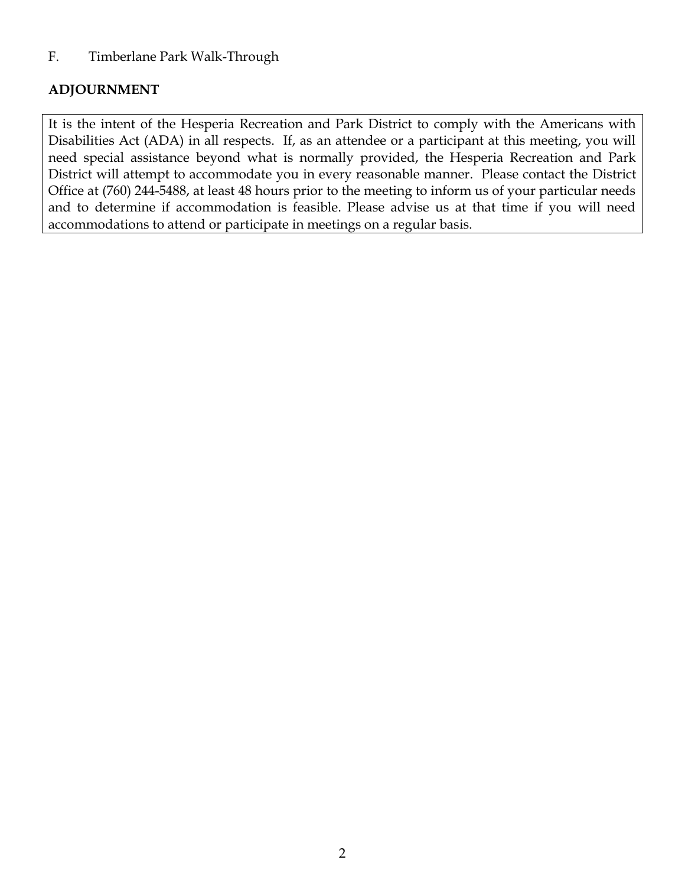F. Timberlane Park Walk-Through

**ADJOURNMENT**

It is the intent of the Hesperia Recreation and Park District to comply with the Americans with Disabilities Act (ADA) in all respects. If, as an attendee or a participant at this meeting, you will need special assistance beyond what is normally provided, the Hesperia Recreation and Park District will attempt to accommodate you in every reasonable manner. Please contact the District Office at (760) 244-5488, at least 48 hours prior to the meeting to inform us of your particular needs and to determine if accommodation is feasible. Please advise us at that time if you will need accommodations to attend or participate in meetings on a regular basis.